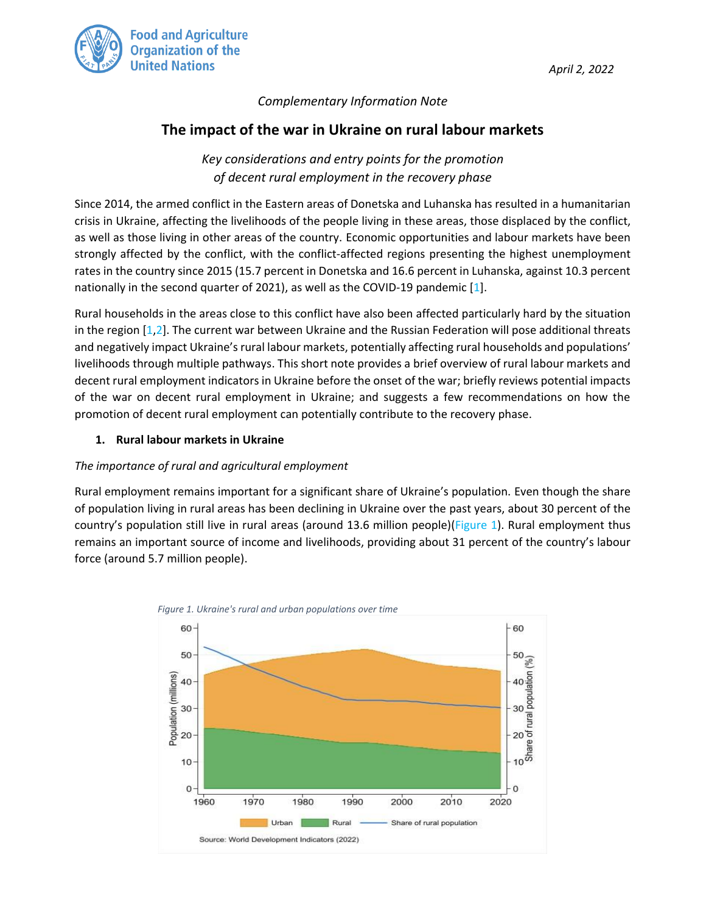April 2, 2022

*Complementary Information Note*

# The impact of the war in Ukraine on rural labour markets

*Key considerations and entry points for the promotion of decent rural employment in the recovery phase*

Since 2014, the armed conflict in the Eastern areas of Donetska and Luhanska has resulted in a humanitarian crisis in Ukraine, affecting the livelihoods of the people living in these areas, those displaced by the conflict, as well as those living in other areas of the country. Economic opportunities and labour markets have been strongly affected by the conflict, with the conflict-affected regions presenting the highest unemployment rates in the country since 2015 (15.7 percent in Donetska and 16.6 percent in Luhanska, against 10.3 percent nationally in the second quarter of 2021), as well as the COVID-19 pandemic [1].

Rural households in the areas close to this conflict have also been affected particularly hard by the situation in the region [1,2]. The current war between Ukraine and the Russian Federation will pose additional threats and negatively impact Ukraine's rural labour markets, potentially affecting rural households and populations' livelihoods through multiple pathways. This short note provides a brief overview of rural labour markets and decent rural employment indicators in Ukraine before the onset of the war; briefly reviews potential impacts of the war on decent rural employment in Ukraine; and suggests a few recommendations on how the promotion of decent rural employment can potentially contribute to the recovery phase.

## 1. Rural labour markets in Ukraine

*The importance of rural and agricultural employment*

Rural employment remains important for a significant share of Ukraine's population. Even though the share of population living in rural areas has been declining in Ukraine over the past years, about 30 percent of the country's population still live in rural areas (around 13.6 million people)(Figure 1). Rural employment thus remains an important source of income and livelihoods, providing about 31 percent of the country's labour force (around 5.7 million people).

*Figure 1. Ukraine's rural and urban populations over time*

Source: World Development Indicators (2022)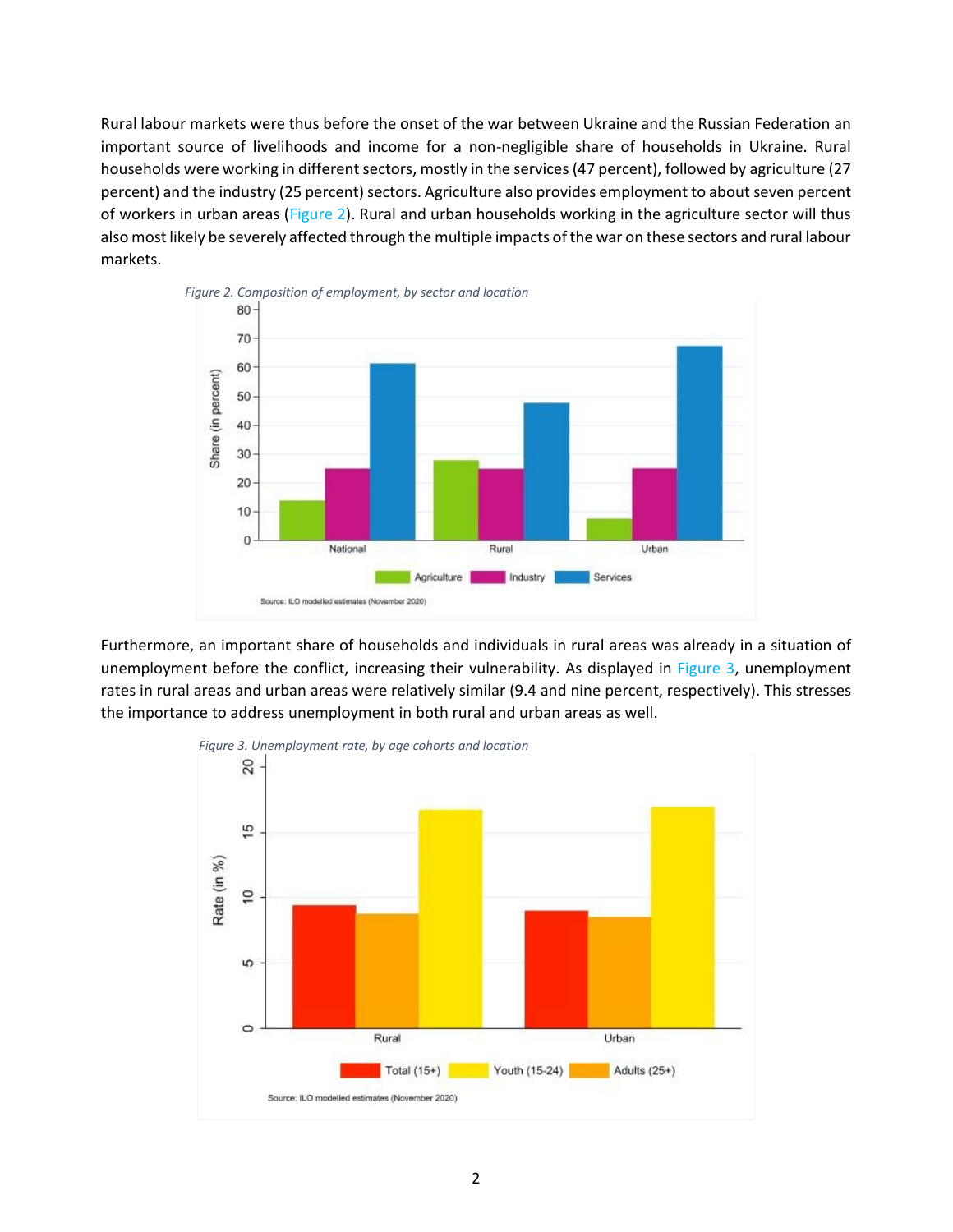Rural labour markets were thus before the onset of the war between Ukraine and the Russian Federation an important source of livelihoods and income for a non-negligible share of households in Ukraine. Rural households were working in different sectors, mostly in the services (47 percent), followed by agriculture (27 percent) and the industry (25 percent) sectors. Agriculture also provides employment to about seven percent of workers in urban areas (Figure 2). Rural and urban households working in the agriculture sector will thus also most likely be severely affected through the multiple impacts of the war on these sectors and rural labour markets.

*Figure 2. Composition of employment, by sector and location*

Source: ILO modelled estimates (November 2020)

Furthermore, an important share of households and individuals in rural areas was already in a situation of unemployment before the conflict, increasing their vulnerability. As displayed in Figure 3, unemployment rates in rural areas and urban areas were relatively similar (9.4 and nine percent, respectively). This stresses the importance to address unemployment in both rural and urban areas as well.

*Figure 3. Unemployment rate, by age cohorts and location*

Source: ILO modelled estimates (November 2020)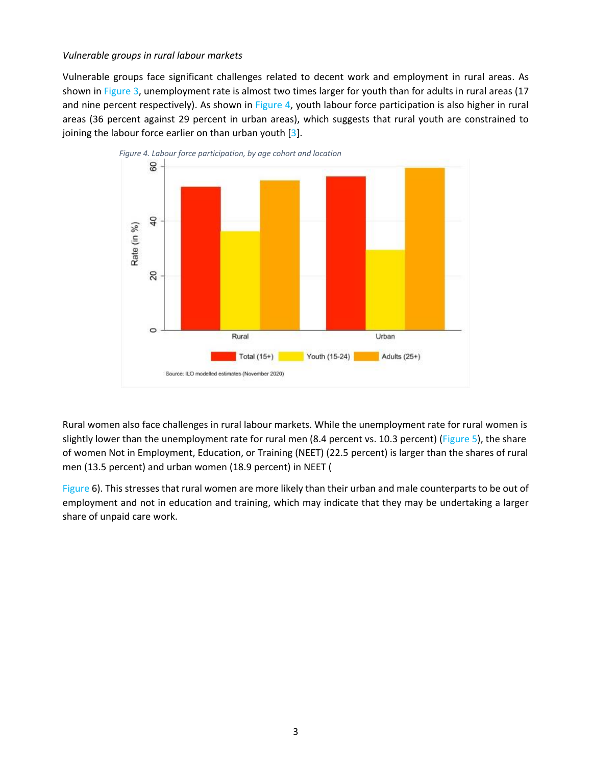*Vulnerable groups in rural labour markets*

Vulnerable groups face significant challenges related to decent work and employment in rural areas. As shown in Figure 3, unemployment rate is almost two times larger for youth than for adults in rural areas (17 and nine percent respectively). As shown in Figure 4, youth labour force participation is also higher in rural areas (36 percent against 29 percent in urban areas), which suggests that rural youth are constrained to joining the labour force earlier on than urban youth [3].

*Figure 4. Labour force participation, by age cohort and location*

Rural women also face challenges in rural labour markets. While the unemployment rate for rural women is slightly lower than the unemployment rate for rural men (8.4 percent vs. 10.3 percent) (Figure 5), the share of women Not in Employment, Education, or Training (NEET) (22.5 percent) is larger than the shares of rural men (13.5 percent) and urban women (18.9 percent) in NEET (

Figure 6). This stresses that rural women are more likely than their urban and male counterparts to be out of employment and not in education and training, which may indicate that they may be undertaking a larger share of unpaid care work.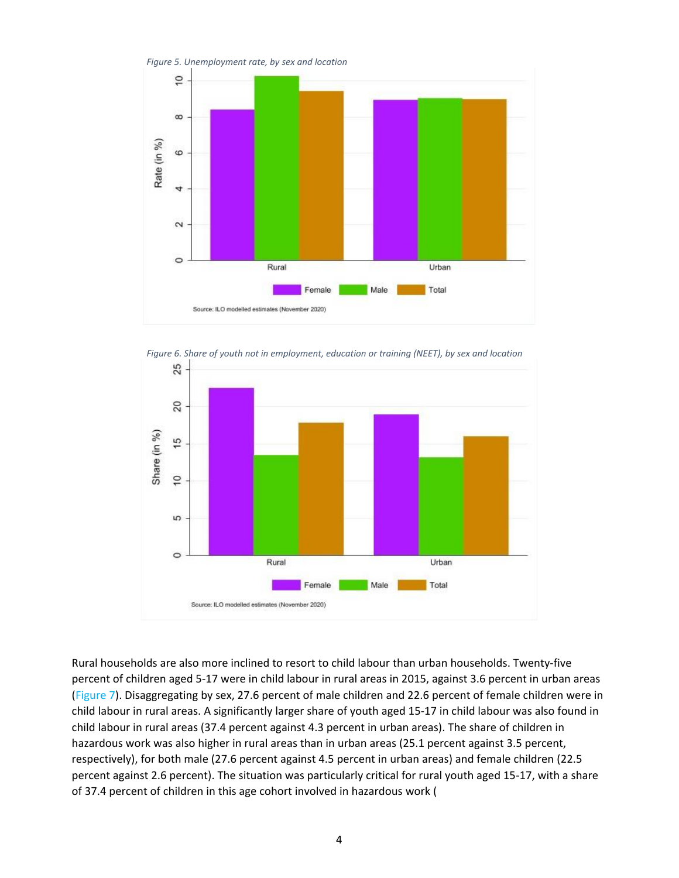*Figure 5. Unemployment rate, by sex and location*

*Figure 6. Share of youth not in employment, education or training (NEET), by sex and location*

Rural households are also more inclined to resort to child labour than urban households. Twenty-five percent of children aged 5-17 were in child labour in rural areas in 2015, against 3.6 percent in urban areas (Figure 7). Disaggregating by sex, 27.6 percent of male children and 22.6 percent of female children were in child labour in rural areas. A significantly larger share of youth aged 15-17 in child labour was also found in child labour in rural areas (37.4 percent against 4.3 percent in urban areas). The share of children in hazardous work was also higher in rural areas than in urban areas (25.1 percent against 3.5 percent, respectively), for both male (27.6 percent against 4.5 percent in urban areas) and female children (22.5 percent against 2.6 percent). The situation was particularly critical for rural youth aged 15-17, with a share of 37.4 percent of children in this age cohort involved in hazardous work (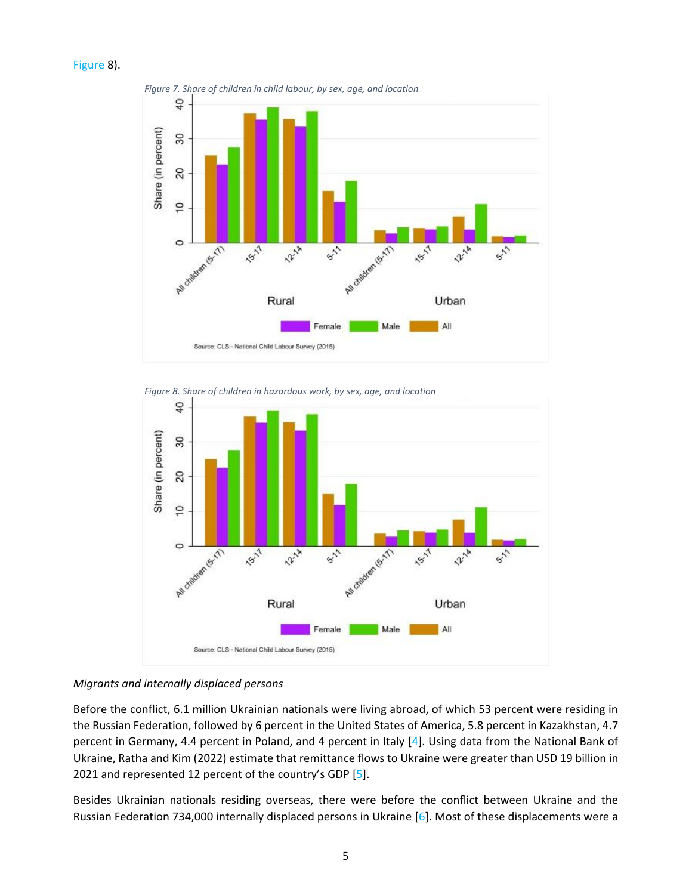Figure 8).

*Figure 7. Share of children in child labour, by sex, age, and location*

*Figure 8. Share of children in hazardous work, by sex, age, and location*

*Migrants and internally displaced persons*

Before the conflict, 6.1 million Ukrainian nationals were living abroad, of which 53 percent were residing in the Russian Federation, followed by 6 percent in the United States of America, 5.8 percent in Kazakhstan, 4.7 percent in Germany, 4.4 percent in Poland, and 4 percent in Italy [4]. Using data from the National Bank of Ukraine, Ratha and Kim (2022) estimate that remittance flows to Ukraine were greater than USD 19 billion in 2021 and represented 12 percent of the country's GDP [5].

Besides Ukrainian nationals residing overseas, there were before the conflict between Ukraine and the Russian Federation 734,000 internally displaced persons in Ukraine [6]. Most of these displacements were a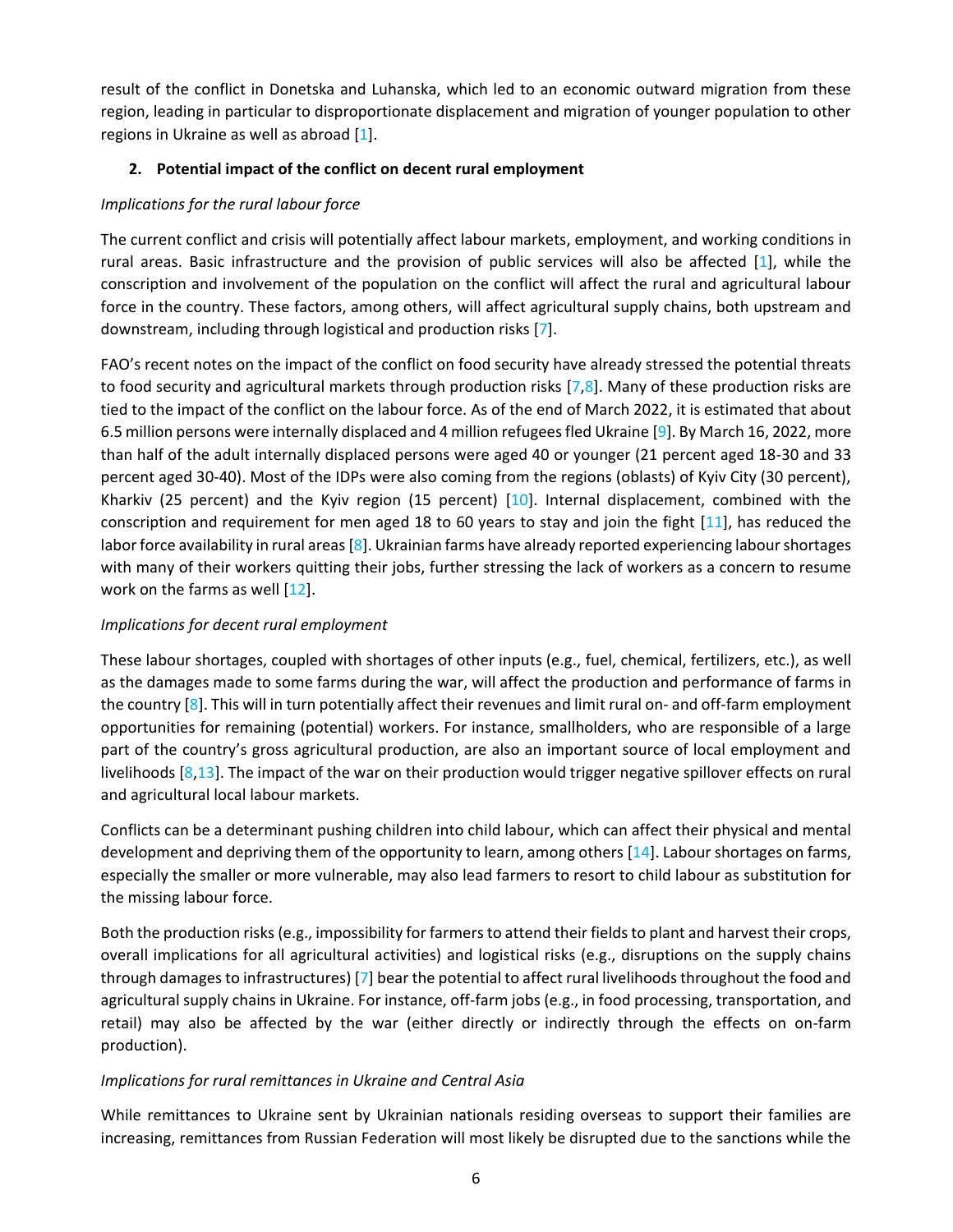result of the conflict in Donetska and Luhanska, which led to an economic outward migration from these region, leading in particular to disproportionate displacement and migration of younger population to other regions in Ukraine as well as abroad [1].

## 2. Potential impact of the conflict on decent rural employment

*Implications for the rural labour force*

The current conflict and crisis will potentially affect labour markets, employment, and working conditions in rural areas. Basic infrastructure and the provision of public services will also be affected [1], while the conscription and involvement of the population on the conflict will affect the rural and agricultural labour force in the country. These factors, among others, will affect agricultural supply chains, both upstream and downstream, including through logistical and production risks [7].

FAO's recent notes on the impact of the conflict on food security have already stressed the potential threats to food security and agricultural markets through production risks [7,8]. Many of these production risks are tied to the impact of the conflict on the labour force. As of the end of March 2022, it is estimated that about 6.5 million persons were internally displaced and 4 million refugees fled Ukraine [9]. By March 16, 2022, more than half of the adult internally displaced persons were aged 40 or younger (21 percent aged 18-30 and 33 percent aged 30-40). Most of the IDPs were also coming from the regions (oblasts) of Kyiv City (30 percent), Kharkiv (25 percent) and the Kyiv region (15 percent) [10]. Internal displacement, combined with the conscription and requirement for men aged 18 to 60 years to stay and join the fight [11], has reduced the labor force availability in rural areas [8]. Ukrainian farms have already reported experiencing labour shortages with many of their workers quitting their jobs, further stressing the lack of workers as a concern to resume work on the farms as well [12].

*Implications for decent rural employment*

These labour shortages, coupled with shortages of other inputs (e.g., fuel, chemical, fertilizers, etc.), as well as the damages made to some farms during the war, will affect the production and performance of farms in the country [8]. This will in turn potentially affect their revenues and limit rural on- and off-farm employment opportunities for remaining (potential) workers. For instance, smallholders, who are responsible of a large part of the country's gross agricultural production, are also an important source of local employment and livelihoods [8,13]. The impact of the war on their production would trigger negative spillover effects on rural and agricultural local labour markets.

Conflicts can be a determinant pushing children into child labour, which can affect their physical and mental development and depriving them of the opportunity to learn, among others [14]. Labour shortages on farms, especially the smaller or more vulnerable, may also lead farmers to resort to child labour as substitution for the missing labour force.

Both the production risks (e.g., impossibility for farmers to attend their fields to plant and harvest their crops, overall implications for all agricultural activities) and logistical risks (e.g., disruptions on the supply chains through damages to infrastructures) [7] bear the potential to affect rural livelihoods throughout the food and agricultural supply chains in Ukraine. For instance, off-farm jobs (e.g., in food processing, transportation, and retail) may also be affected by the war (either directly or indirectly through the effects on on-farm production).

*Implications for rural remittances in Ukraine and Central Asia*

While remittances to Ukraine sent by Ukrainian nationals residing overseas to support their families are increasing, remittances from Russian Federation will most likely be disrupted due to the sanctions while the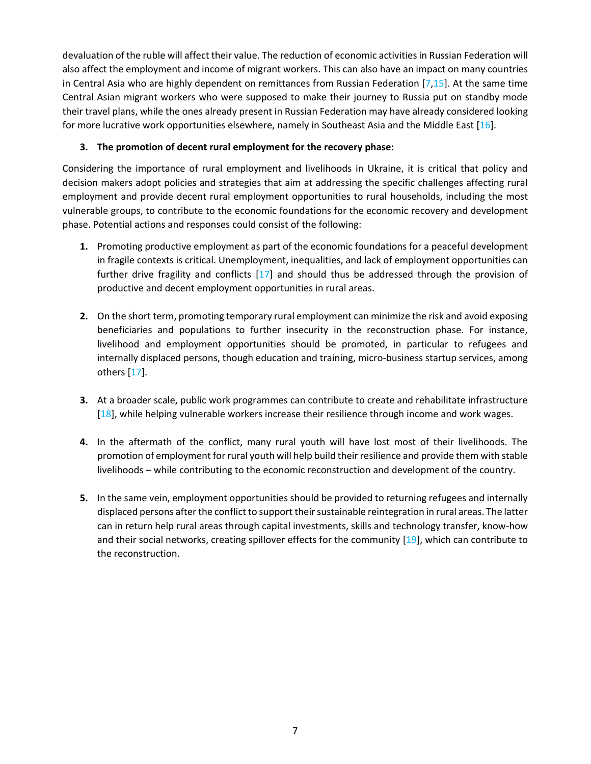devaluation of the ruble will affect their value. The reduction of economic activities in Russian Federation will also affect the employment and income of migrant workers. This can also have an impact on many countries in Central Asia who are highly dependent on remittances from Russian Federation [7,15]. At the same time Central Asian migrant workers who were supposed to make their journey to Russia put on standby mode their travel plans, while the ones already present in Russian Federation may have already considered looking for more lucrative work opportunities elsewhere, namely in Southeast Asia and the Middle East [16].

### 3. The promotion of decent rural employment for the recovery phase:

Considering the importance of rural employment and livelihoods in Ukraine, it is critical that policy and decision makers adopt policies and strategies that aim at addressing the specific challenges affecting rural employment and provide decent rural employment opportunities to rural households, including the most vulnerable groups, to contribute to the economic foundations for the economic recovery and development phase. Potential actions and responses could consist of the following:

1. Promoting productive employment as part of the economic foundations for a peaceful development in fragile contexts is critical. Unemployment, inequalities, and lack of employment opportunities can further drive fragility and conflicts [17] and should thus be addressed through the provision of productive and decent employment opportunities in rural areas.

2. On the short term, promoting temporary rural employment can minimize the risk and avoid exposing beneficiaries and populations to further insecurity in the reconstruction phase. For instance, livelihood and employment opportunities should be promoted, in particular to refugees and internally displaced persons, though education and training, micro-business startup services, among others [17].

3. At a broader scale, public work programmes can contribute to create and rehabilitate infrastructure [18], while helping vulnerable workers increase their resilience through income and work wages.

4. In the aftermath of the conflict, many rural youth will have lost most of their livelihoods. The promotion of employment for rural youth will help build their resilience and provide them with stable livelihoods – while contributing to the economic reconstruction and development of the country.

5. In the same vein, employment opportunities should be provided to returning refugees and internally displaced persons after the conflict to support their sustainable reintegration in rural areas. The latter can in return help rural areas through capital investments, skills and technology transfer, know-how and their social networks, creating spillover effects for the community [19], which can contribute to the reconstruction.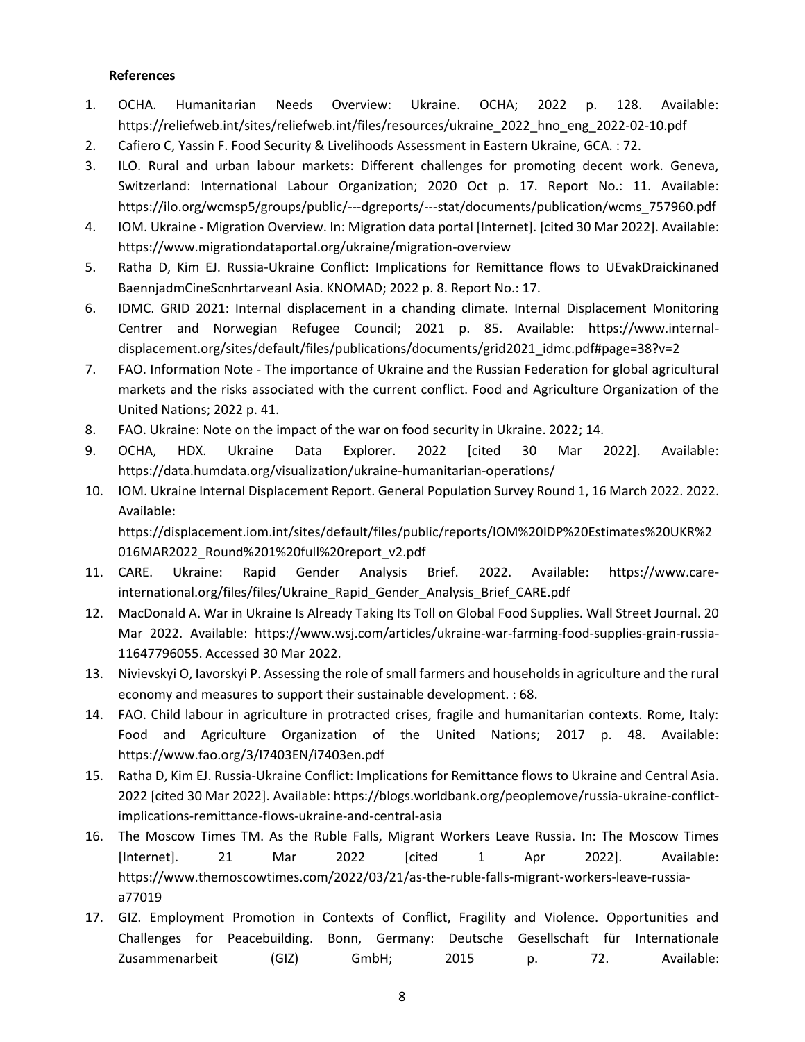**References**

1. OCHA. Humanitarian Needs Overview: Ukraine. OCHA; 2022 p. 128. Available: https://reliefweb.int/sites/reliefweb.int/files/resources/ukraine_2022_hno_eng_2022-02-10.pdf
2. Cafiero C, Yassin F. Food Security & Livelihoods Assessment in Eastern Ukraine, GCA. : 72.
3. ILO. Rural and urban labour markets: Different challenges for promoting decent work. Geneva, Switzerland: International Labour Organization; 2020 Oct p. 17. Report No.: 11. Available: https://ilo.org/wcmsp5/groups/public/---dgreports/---stat/documents/publication/wcms_757960.pdf
4. IOM. Ukraine - Migration Overview. In: Migration data portal [Internet]. [cited 30 Mar 2022]. Available: https://www.migrationdataportal.org/ukraine/migration-overview
5. Ratha D, Kim EJ. Russia-Ukraine Conflict: Implications for Remittance flows to UEvakDraickinaned BaennjadmCineScnhrtarveanl Asia. KNOMAD; 2022 p. 8. Report No.: 17.
6. IDMC. GRID 2021: Internal displacement in a chanding climate. Internal Displacement Monitoring Centrer and Norwegian Refugee Council; 2021 p. 85. Available: https://www.internal-displacement.org/sites/default/files/publications/documents/grid2021_idmc.pdf#page=38?v=2
7. FAO. Information Note - The importance of Ukraine and the Russian Federation for global agricultural markets and the risks associated with the current conflict. Food and Agriculture Organization of the United Nations; 2022 p. 41.
8. FAO. Ukraine: Note on the impact of the war on food security in Ukraine. 2022; 14.
9. OCHA, HDX. Ukraine Data Explorer. 2022 [cited 30 Mar 2022]. Available: https://data.humdata.org/visualization/ukraine-humanitarian-operations/
10. IOM. Ukraine Internal Displacement Report. General Population Survey Round 1, 16 March 2022. 2022. Available: https://displacement.iom.int/sites/default/files/public/reports/IOM%20IDP%20Estimates%20UKR%2016MAR2022_Round%201%20full%20report_v2.pdf
11. CARE. Ukraine: Rapid Gender Analysis Brief. 2022. Available: https://www.care-international.org/files/files/Ukraine_Rapid_Gender_Analysis_Brief_CARE.pdf
12. MacDonald A. War in Ukraine Is Already Taking Its Toll on Global Food Supplies. Wall Street Journal. 20 Mar 2022. Available: https://www.wsj.com/articles/ukraine-war-farming-food-supplies-grain-russia-11647796055. Accessed 30 Mar 2022.
13. Nivievskyi O, Iavorskyi P. Assessing the role of small farmers and households in agriculture and the rural economy and measures to support their sustainable development. : 68.
14. FAO. Child labour in agriculture in protracted crises, fragile and humanitarian contexts. Rome, Italy: Food and Agriculture Organization of the United Nations; 2017 p. 48. Available: https://www.fao.org/3/I7403EN/i7403en.pdf
15. Ratha D, Kim EJ. Russia-Ukraine Conflict: Implications for Remittance flows to Ukraine and Central Asia. 2022 [cited 30 Mar 2022]. Available: https://blogs.worldbank.org/peoplemove/russia-ukraine-conflict-implications-remittance-flows-ukraine-and-central-asia
16. The Moscow Times TM. As the Ruble Falls, Migrant Workers Leave Russia. In: The Moscow Times [Internet]. 21 Mar 2022 [cited 1 Apr 2022]. Available: https://www.themoscowtimes.com/2022/03/21/as-the-ruble-falls-migrant-workers-leave-russia-a77019
17. GIZ. Employment Promotion in Contexts of Conflict, Fragility and Violence. Opportunities and Challenges for Peacebuilding. Bonn, Germany: Deutsche Gesellschaft für Internationale Zusammenarbeit (GIZ) GmbH; 2015 p. 72. Available: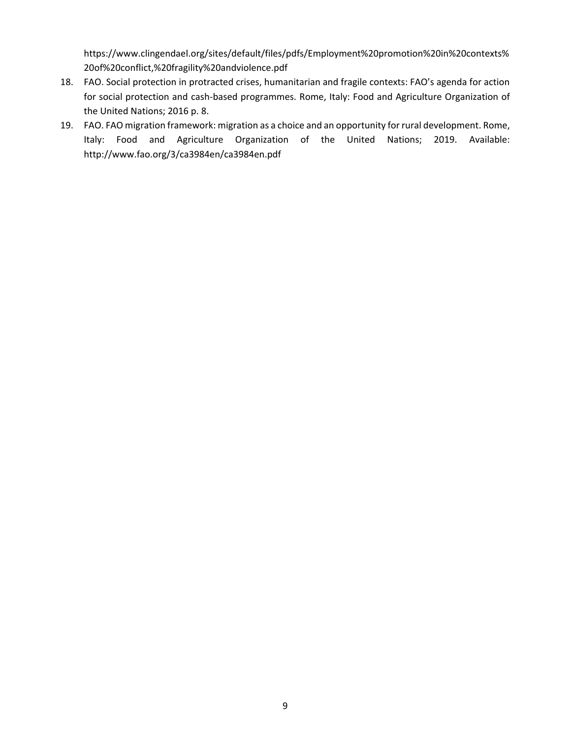https://www.clingendael.org/sites/default/files/pdfs/Employment%20promotion%20in%20contexts%20of%20conflict,%20fragility%20andviolence.pdf

18. FAO. Social protection in protracted crises, humanitarian and fragile contexts: FAO's agenda for action for social protection and cash-based programmes. Rome, Italy: Food and Agriculture Organization of the United Nations; 2016 p. 8.
19. FAO. FAO migration framework: migration as a choice and an opportunity for rural development. Rome, Italy: Food and Agriculture Organization of the United Nations; 2019. Available: http://www.fao.org/3/ca3984en/ca3984en.pdf